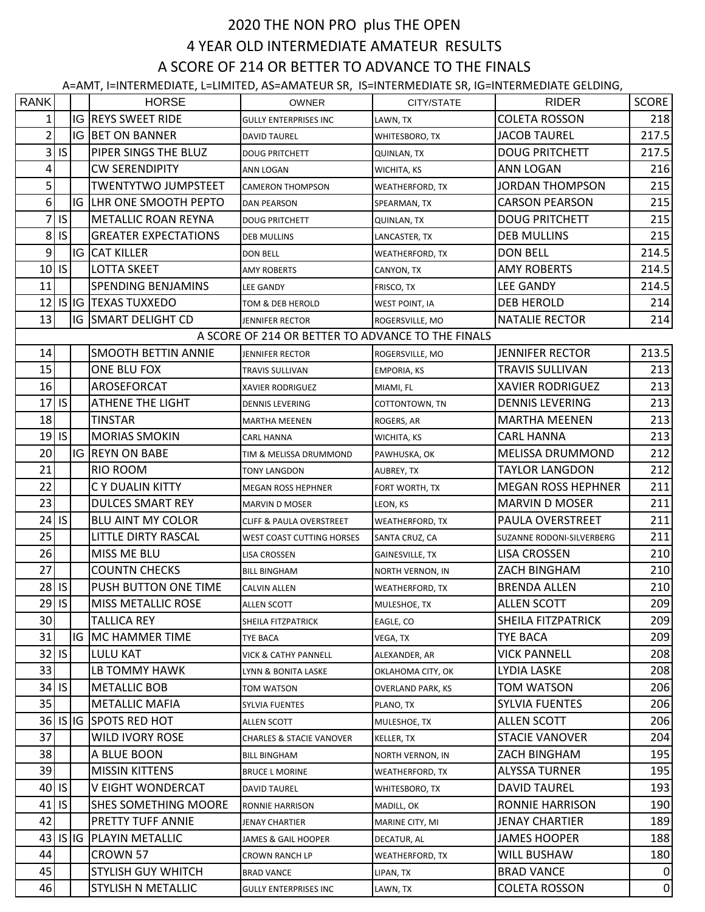# 2020 THE NON PRO plus THE OPEN

## 4 YEAR OLD INTERMEDIATE AMATEUR RESULTS

## A SCORE OF 214 OR BETTER TO ADVANCE TO THE FINALS

A=AMT, I=INTERMEDIATE, L=LIMITED, AS=AMATEUR SR, IS=INTERMEDIATE SR, IG=INTERMEDIATE GELDING,

| RANK | | | HORSE | OWNER | CITY/STATE | RIDER | SCORE |
|---|---|---|---|---|---|---|---|
| 1 | | IG | REYS SWEET RIDE | GULLY ENTERPRISES INC | LAWN, TX | COLETA ROSSON | 218 |
| 2 | | IG | BET ON BANNER | DAVID TAUREL | WHITESBORO, TX | JACOB TAUREL | 217.5 |
| 3 | IS | | PIPER SINGS THE BLUZ | DOUG PRITCHETT | QUINLAN, TX | DOUG PRITCHETT | 217.5 |
| 4 | | | CW SERENDIPITY | ANN LOGAN | WICHITA, KS | ANN LOGAN | 216 |
| 5 | | | TWENTYTWO JUMPSTEET | CAMERON THOMPSON | WEATHERFORD, TX | JORDAN THOMPSON | 215 |
| 6 | | IG | LHR ONE SMOOTH PEPTO | DAN PEARSON | SPEARMAN, TX | CARSON PEARSON | 215 |
| 7 | IS | | METALLIC ROAN REYNA | DOUG PRITCHETT | QUINLAN, TX | DOUG PRITCHETT | 215 |
| 8 | IS | | GREATER EXPECTATIONS | DEB MULLINS | LANCASTER, TX | DEB MULLINS | 215 |
| 9 | | IG | CAT KILLER | DON BELL | WEATHERFORD, TX | DON BELL | 214.5 |
| 10 | IS | | LOTTA SKEET | AMY ROBERTS | CANYON, TX | AMY ROBERTS | 214.5 |
| 11 | | | SPENDING BENJAMINS | LEE GANDY | FRISCO, TX | LEE GANDY | 214.5 |
| 12 | IS | IG | TEXAS TUXXEDO | TOM & DEB HEROLD | WEST POINT, IA | DEB HEROLD | 214 |
| 13 | | IG | SMART DELIGHT CD | JENNIFER RECTOR | ROGERSVILLE, MO | NATALIE RECTOR | 214 |
| | | | A SCORE OF 214 OR BETTER TO ADVANCE TO THE FINALS | | | | |
| 14 | | | SMOOTH BETTIN ANNIE | JENNIFER RECTOR | ROGERSVILLE, MO | JENNIFER RECTOR | 213.5 |
| 15 | | | ONE BLU FOX | TRAVIS SULLIVAN | EMPORIA, KS | TRAVIS SULLIVAN | 213 |
| 16 | | | AROSEFORCAT | XAVIER RODRIGUEZ | MIAMI, FL | XAVIER RODRIGUEZ | 213 |
| 17 | IS | | ATHENE THE LIGHT | DENNIS LEVERING | COTTONTOWN, TN | DENNIS LEVERING | 213 |
| 18 | | | TINSTAR | MARTHA MEENEN | ROGERS, AR | MARTHA MEENEN | 213 |
| 19 | IS | | MORIAS SMOKIN | CARL HANNA | WICHITA, KS | CARL HANNA | 213 |
| 20 | | IG | REYN ON BABE | TIM & MELISSA DRUMMOND | PAWHUSKA, OK | MELISSA DRUMMOND | 212 |
| 21 | | | RIO ROOM | TONY LANGDON | AUBREY, TX | TAYLOR LANGDON | 212 |
| 22 | | | C Y DUALIN KITTY | MEGAN ROSS HEPHNER | FORT WORTH, TX | MEGAN ROSS HEPHNER | 211 |
| 23 | | | DULCES SMART REY | MARVIN D MOSER | LEON, KS | MARVIN D MOSER | 211 |
| 24 | IS | | BLU AINT MY COLOR | CLIFF & PAULA OVERSTREET | WEATHERFORD, TX | PAULA OVERSTREET | 211 |
| 25 | | | LITTLE DIRTY RASCAL | WEST COAST CUTTING HORSES | SANTA CRUZ, CA | SUZANNE RODONI-SILVERBERG | 211 |
| 26 | | | MISS ME BLU | LISA CROSSEN | GAINESVILLE, TX | LISA CROSSEN | 210 |
| 27 | | | COUNTN CHECKS | BILL BINGHAM | NORTH VERNON, IN | ZACH BINGHAM | 210 |
| 28 | IS | | PUSH BUTTON ONE TIME | CALVIN ALLEN | WEATHERFORD, TX | BRENDA ALLEN | 210 |
| 29 | IS | | MISS METALLIC ROSE | ALLEN SCOTT | MULESHOE, TX | ALLEN SCOTT | 209 |
| 30 | | | TALLICA REY | SHEILA FITZPATRICK | EAGLE, CO | SHEILA FITZPATRICK | 209 |
| 31 | | IG | MC HAMMER TIME | TYE BACA | VEGA, TX | TYE BACA | 209 |
| 32 | IS | | LULU KAT | VICK & CATHY PANNELL | ALEXANDER, AR | VICK PANNELL | 208 |
| 33 | | | LB TOMMY HAWK | LYNN & BONITA LASKE | OKLAHOMA CITY, OK | LYDIA LASKE | 208 |
| 34 | IS | | METALLIC BOB | TOM WATSON | OVERLAND PARK, KS | TOM WATSON | 206 |
| 35 | | | METALLIC MAFIA | SYLVIA FUENTES | PLANO, TX | SYLVIA FUENTES | 206 |
| 36 | IS | IG | SPOTS RED HOT | ALLEN SCOTT | MULESHOE, TX | ALLEN SCOTT | 206 |
| 37 | | | WILD IVORY ROSE | CHARLES & STACIE VANOVER | KELLER, TX | STACIE VANOVER | 204 |
| 38 | | | A BLUE BOON | BILL BINGHAM | NORTH VERNON, IN | ZACH BINGHAM | 195 |
| 39 | | | MISSIN KITTENS | BRUCE L MORINE | WEATHERFORD, TX | ALYSSA TURNER | 195 |
| 40 | IS | | V EIGHT WONDERCAT | DAVID TAUREL | WHITESBORO, TX | DAVID TAUREL | 193 |
| 41 | IS | | SHES SOMETHING MOORE | RONNIE HARRISON | MADILL, OK | RONNIE HARRISON | 190 |
| 42 | | | PRETTY TUFF ANNIE | JENAY CHARTIER | MARINE CITY, MI | JENAY CHARTIER | 189 |
| 43 | IS | IG | PLAYIN METALLIC | JAMES & GAIL HOOPER | DECATUR, AL | JAMES HOOPER | 188 |
| 44 | | | CROWN 57 | CROWN RANCH LP | WEATHERFORD, TX | WILL BUSHAW | 180 |
| 45 | | | STYLISH GUY WHITCH | BRAD VANCE | LIPAN, TX | BRAD VANCE | 0 |
| 46 | | | STYLISH N METALLIC | GULLY ENTERPRISES INC | LAWN, TX | COLETA ROSSON | 0 |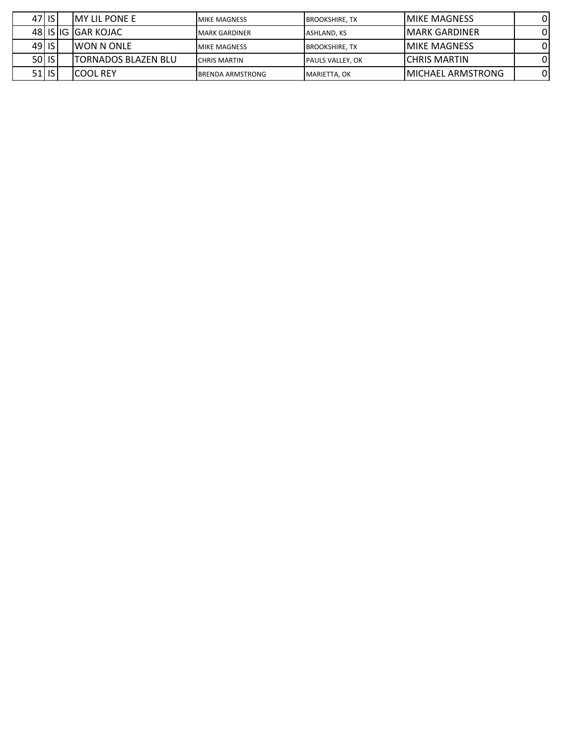| | | | | | | | |
|---|---|---|---|---|---|---|---|
| 47 | IS | | MY LIL PONE E | MIKE MAGNESS | BROOKSHIRE, TX | MIKE MAGNESS | 0 |
| 48 | IS | IG | GAR KOJAC | MARK GARDINER | ASHLAND, KS | MARK GARDINER | 0 |
| 49 | IS | | WON N ONLE | MIKE MAGNESS | BROOKSHIRE, TX | MIKE MAGNESS | 0 |
| 50 | IS | | TORNADOS BLAZEN BLU | CHRIS MARTIN | PAULS VALLEY, OK | CHRIS MARTIN | 0 |
| 51 | IS | | COOL REY | BRENDA ARMSTRONG | MARIETTA, OK | MICHAEL ARMSTRONG | 0 |